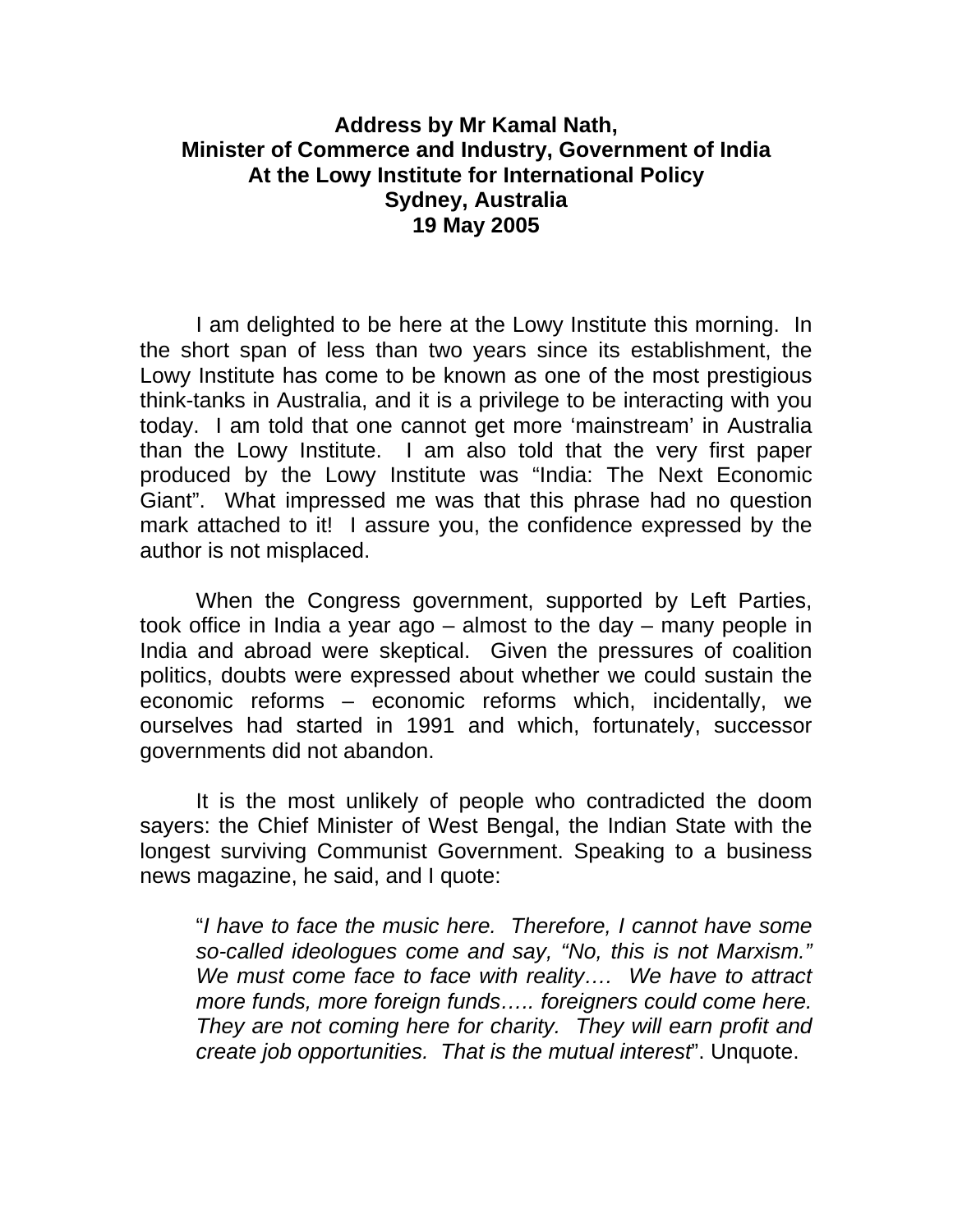**Address by Mr Kamal Nath,**
**Minister of Commerce and Industry, Government of India**
**At the Lowy Institute for International Policy**
**Sydney, Australia**
**19 May 2005**

I am delighted to be here at the Lowy Institute this morning. In the short span of less than two years since its establishment, the Lowy Institute has come to be known as one of the most prestigious think-tanks in Australia, and it is a privilege to be interacting with you today. I am told that one cannot get more 'mainstream' in Australia than the Lowy Institute. I am also told that the very first paper produced by the Lowy Institute was "India: The Next Economic Giant". What impressed me was that this phrase had no question mark attached to it! I assure you, the confidence expressed by the author is not misplaced.

When the Congress government, supported by Left Parties, took office in India a year ago – almost to the day – many people in India and abroad were skeptical. Given the pressures of coalition politics, doubts were expressed about whether we could sustain the economic reforms – economic reforms which, incidentally, we ourselves had started in 1991 and which, fortunately, successor governments did not abandon.

It is the most unlikely of people who contradicted the doom sayers: the Chief Minister of West Bengal, the Indian State with the longest surviving Communist Government. Speaking to a business news magazine, he said, and I quote:

> "*I have to face the music here. Therefore, I cannot have some so-called ideologues come and say, "No, this is not Marxism." We must come face to face with reality…. We have to attract more funds, more foreign funds….. foreigners could come here. They are not coming here for charity. They will earn profit and create job opportunities. That is the mutual interest*". Unquote.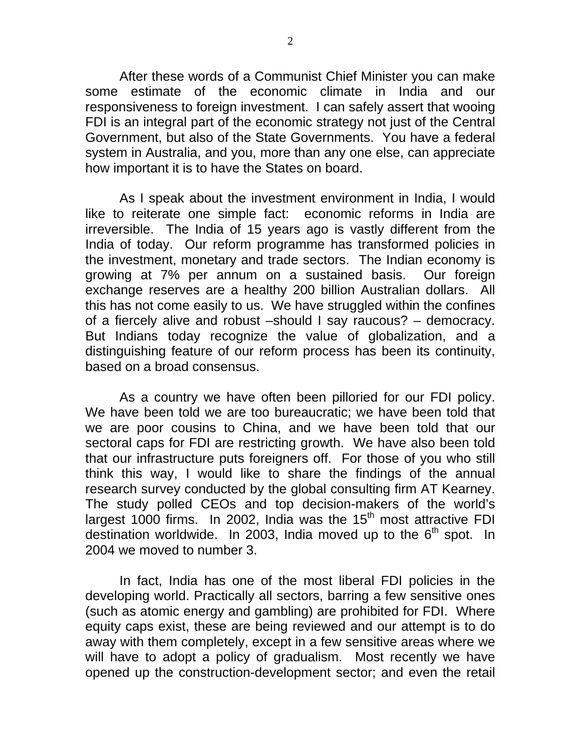After these words of a Communist Chief Minister you can make some estimate of the economic climate in India and our responsiveness to foreign investment. I can safely assert that wooing FDI is an integral part of the economic strategy not just of the Central Government, but also of the State Governments. You have a federal system in Australia, and you, more than any one else, can appreciate how important it is to have the States on board.

As I speak about the investment environment in India, I would like to reiterate one simple fact: economic reforms in India are irreversible. The India of 15 years ago is vastly different from the India of today. Our reform programme has transformed policies in the investment, monetary and trade sectors. The Indian economy is growing at 7% per annum on a sustained basis. Our foreign exchange reserves are a healthy 200 billion Australian dollars. All this has not come easily to us. We have struggled within the confines of a fiercely alive and robust –should I say raucous? – democracy. But Indians today recognize the value of globalization, and a distinguishing feature of our reform process has been its continuity, based on a broad consensus.

As a country we have often been pilloried for our FDI policy. We have been told we are too bureaucratic; we have been told that we are poor cousins to China, and we have been told that our sectoral caps for FDI are restricting growth. We have also been told that our infrastructure puts foreigners off. For those of you who still think this way, I would like to share the findings of the annual research survey conducted by the global consulting firm AT Kearney. The study polled CEOs and top decision-makers of the world's largest 1000 firms. In 2002, India was the 15th most attractive FDI destination worldwide. In 2003, India moved up to the 6th spot. In 2004 we moved to number 3.

In fact, India has one of the most liberal FDI policies in the developing world. Practically all sectors, barring a few sensitive ones (such as atomic energy and gambling) are prohibited for FDI. Where equity caps exist, these are being reviewed and our attempt is to do away with them completely, except in a few sensitive areas where we will have to adopt a policy of gradualism. Most recently we have opened up the construction-development sector; and even the retail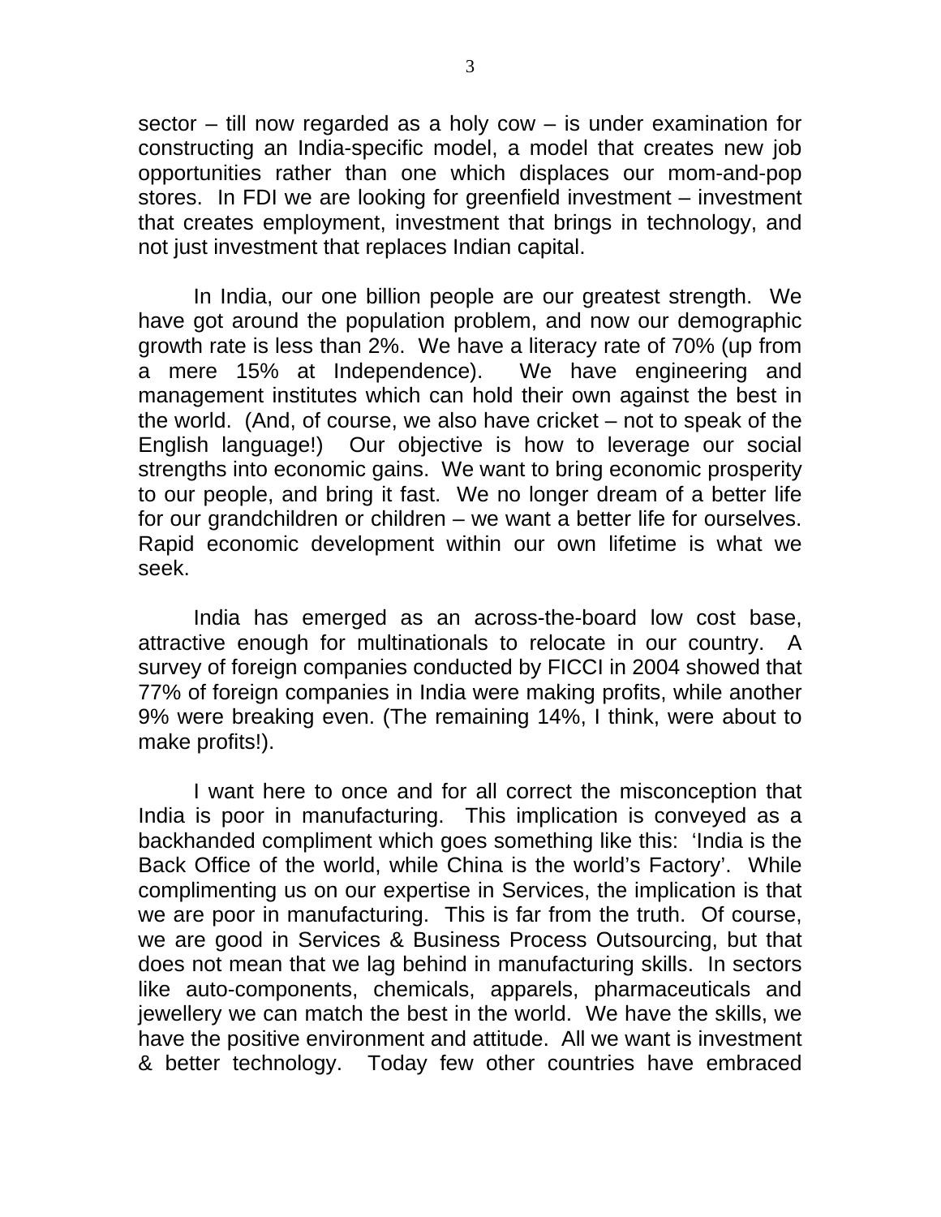sector – till now regarded as a holy cow – is under examination for constructing an India-specific model, a model that creates new job opportunities rather than one which displaces our mom-and-pop stores. In FDI we are looking for greenfield investment – investment that creates employment, investment that brings in technology, and not just investment that replaces Indian capital.

In India, our one billion people are our greatest strength. We have got around the population problem, and now our demographic growth rate is less than 2%. We have a literacy rate of 70% (up from a mere 15% at Independence). We have engineering and management institutes which can hold their own against the best in the world. (And, of course, we also have cricket – not to speak of the English language!) Our objective is how to leverage our social strengths into economic gains. We want to bring economic prosperity to our people, and bring it fast. We no longer dream of a better life for our grandchildren or children – we want a better life for ourselves. Rapid economic development within our own lifetime is what we seek.

India has emerged as an across-the-board low cost base, attractive enough for multinationals to relocate in our country. A survey of foreign companies conducted by FICCI in 2004 showed that 77% of foreign companies in India were making profits, while another 9% were breaking even. (The remaining 14%, I think, were about to make profits!).

I want here to once and for all correct the misconception that India is poor in manufacturing. This implication is conveyed as a backhanded compliment which goes something like this: 'India is the Back Office of the world, while China is the world's Factory'. While complimenting us on our expertise in Services, the implication is that we are poor in manufacturing. This is far from the truth. Of course, we are good in Services & Business Process Outsourcing, but that does not mean that we lag behind in manufacturing skills. In sectors like auto-components, chemicals, apparels, pharmaceuticals and jewellery we can match the best in the world. We have the skills, we have the positive environment and attitude. All we want is investment & better technology. Today few other countries have embraced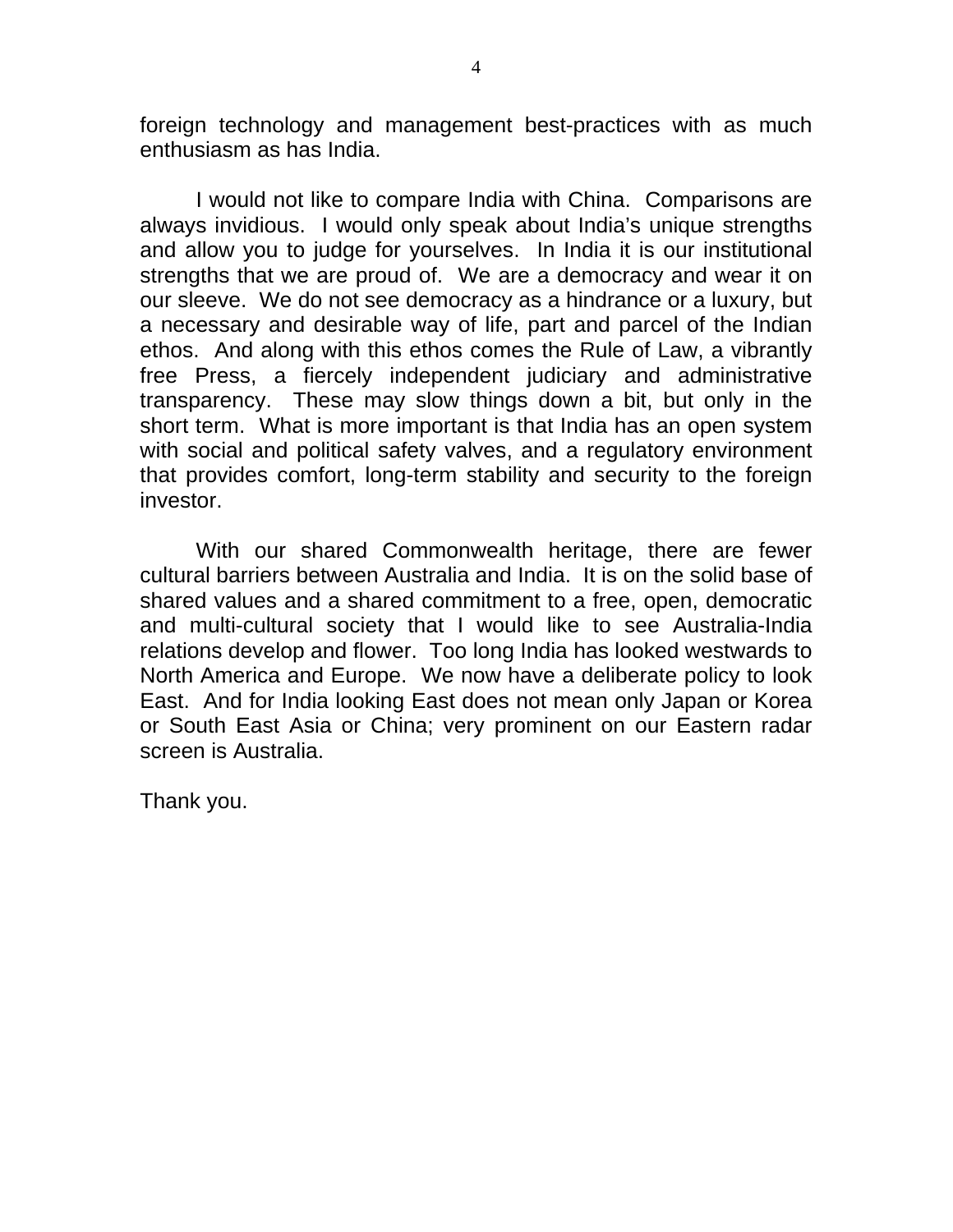foreign technology and management best-practices with as much enthusiasm as has India.

I would not like to compare India with China. Comparisons are always invidious. I would only speak about India's unique strengths and allow you to judge for yourselves. In India it is our institutional strengths that we are proud of. We are a democracy and wear it on our sleeve. We do not see democracy as a hindrance or a luxury, but a necessary and desirable way of life, part and parcel of the Indian ethos. And along with this ethos comes the Rule of Law, a vibrantly free Press, a fiercely independent judiciary and administrative transparency. These may slow things down a bit, but only in the short term. What is more important is that India has an open system with social and political safety valves, and a regulatory environment that provides comfort, long-term stability and security to the foreign investor.

With our shared Commonwealth heritage, there are fewer cultural barriers between Australia and India. It is on the solid base of shared values and a shared commitment to a free, open, democratic and multi-cultural society that I would like to see Australia-India relations develop and flower. Too long India has looked westwards to North America and Europe. We now have a deliberate policy to look East. And for India looking East does not mean only Japan or Korea or South East Asia or China; very prominent on our Eastern radar screen is Australia.

Thank you.